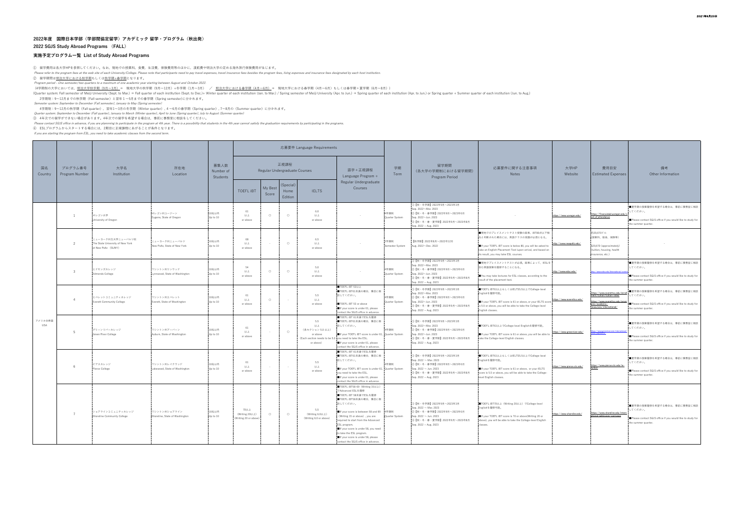2021年9月20日

## 2022年度 国際日本学部（学部間協定留学）アカデミック 留学・プログラム（秋出発）

## 2022 SGJS Study Abroad Programs （FALL）

### 実施予定プログラム一覧 List of Study Abroad Programs

① 留学費用は各大学HPを参照してください。なお，現地での授業料，食費，生活費，保険費用等のほかに，渡航費や明治大学の定める海外旅行保険費用が生じます。
*Please refer to the program fees at the web site of each University/College. Please note that participants need to pay travel expenses, travel insurance fees besides the program fees, living expenses and insurance fees designated by each host institution.*

② 留学期間は明治大学における秋学期もしくは秋学期＋春学期となります。
*Program period - One semester/two quarters to a maximum of one academic year starting between August and October 2022.*
（4学期制の大学においては，明治大学秋学期（9月－3月）⇒ 現地大学の秋学期（9月－12月）＋冬学期（1月－3月） ／ 明治大学における春学期（4月－6月）⇒ 現地大学における春学期（4月－6月）もしくは春学期＋夏学期（6月－8月））
(Quarter system: Fall semester of Meiji University (Sept. to Mar.) ⇒ Fall quarter of each institution (Sept. to Dec.)+ Winter quarter of each institution (Jan. to Mar.) / Spring semester of Meiji University (Apr. to Jun.) ⇒ Spring quarter of each institution (Apr. to Jun.) or Spring quarter + Summer quarter of each institution (Jun. to Aug.)
2学期制：9－12月までの秋学期（Fall semester）と翌年１－５月までの春学期（Spring semester)に分かれます。
*Semester system: September to December (Fall semester), January to May (Spring semester)*
4学期制：9－12月の秋学期（Fall quarter），翌年1－3月の冬学期（Winter quarter），4－6月の春学期（Spring quarter），7－8月の（Summer quarter）に分かれます。
*Quarter system: September to December (Fall quarter), January to March (Winter quarter), April to June (Spring quarter), July to August (Summer quarter)*

③ 4年次での留学ができない場合があります。4年次での留学を希望する場合は，事前に事務室に相談をしてください。
*Please contact SGJS office in advance, if you are planning to participate in the program at 4th year. There is a possibility that students in the 4th year cannot satisfy the graduation requirements by participating in the programs.*

④ ESLプログラムからスタートする場合には，2期目に正規課程にあがることが条件となります。
*If you are starting the program from ESL, you need to take academic classes from the second term.*

| 国名 Country | プログラム番号 Program Number | 大学名 Institution | 所在地 Location | 募集人数 Number of Students | 応募要件 Language Requirements | | | | | 学期 Term | 留学期間 （各大学の学期制における留学期間） Program Period | 応募要件に関する注意事項 Notes | 大学HP Website | 費用目安 Estimated Expenses | 備考 Other Information |
|---|---|---|---|---|---|---|---|---|---|---|---|---|---|---|---|
| | | | | | 正規課程 Regular Undergraduate Courses | | | | 語学＋正規課程 Language Program + Regular Undergraduate Courses | | | | | | |
| | | | | | TOEFL iBT | My Best Score | (Special) Home Edition | IELTS | | | | | | | |
| アメリカ合衆国 USA | 1 | オレゴン大学 University of Oregon | オレゴン州ユージーン Eugene, State of Oregon | 10名以内 Up to 10 | 61 以上 or above | ○ | ○ | 6.0 以上 or above | - | 4学期制 Quarter System | ①【秋・冬学期】2022年9月～2023年3月 Sep. 2022～Mar. 2023 ②【秋・冬・春学期】2022年9月～2023年6月 Sep. 2022～Jun. 2023 ③【秋・冬・春・夏学期】2022年9月～2023年8月 Sep. 2022 ~ Aug. 2023 | - | https://www.uoregon.edu/ | https://financialaid.uoregon.edu/cost_of_attendance | ■夏学期の授業履修を希望する場合は，事前に事務室に相談してください。 ■Please contact SGJS office if you would like to study for the summer quarter. |
| | 2 | ニューヨーク州立大学ニューパルツ校 The State University of New York at New Paltz （SUNY） | ニューヨーク州ニューパルツ New Paltz, State of New York | 10名以内 Up to 10 | 68 以上 or above | - | ○ | 6.5 以上 or above | - | 2学期制 Semester System | 【秋学期】2022年8月～2022年12月 Aug. 2022～Dec. 2022 | ■現地でのプレイスメントテスト受験の結果，iBT80点以下相当と判断された場合には，英語クラスの受講が必須となる。 ■If your TOEFL iBT score is below 80, you will be asked to take an English Placement Test upon arrival, and based on its result, you may take ESL courses. | http://www.newpaltz.edu/ | 約20,670ドル (授業料，宿舎，保険等) $20,670 (approximately) (tuition, housing, health insurance, etc.) | - |
| | 3 | エドモンズカレッジ Edmonds College | ワシントン州リンウッド Lynnwood, State of Washington | 10名以内 Up to 10 | 54 以上 or above | ○ | ○ | 5.0 以上 or above | - | 4学期制 Quarter System | ①【秋・冬学期】2022年9月～2023年3月 Sep. 2022～Mar. 2023 ②【秋・冬・春学期】2022年9月～2023年6月 Sep. 2022～Jun. 2023 ③【秋・冬・春・夏学期】2022年9月～2023年8月 Sep. 2022 ~ Aug. 2023 | ■現地でプレイスメントテストが必須。結果によって，ESLを受け語授業を履修することになる。 ■You may take lectures for ESL classes, according to the result of the placement test. | http://www.edcc.edu/ | http://www.edcc.edu/international/costs/ | ■夏学期の授業履修を希望する場合は，事前に事務室に相談してください。 ■Please contact SGJS office if you would like to study for the summer quarter. |
| | 4 | エベレットコミュニティカレッジ Everett Community College | ワシントン州エベレット Everett, State of Washington | 10名以内 Up to 10 | 61 以上 or above | ○ | - | 5.5 以上 or above | ■TOEFL iBT 53以上 ■TOEFL iBT61未満の場合，事前に相談してください。 ■TOEFL iBT 53 or above ■If your score is under 61, please contact the SGJS office in advance. | 4学期制 Quarter System | ①【秋・冬学期】2022年9月～2023年3月 Sep. 2022～Mar. 2023 ②【秋・冬・春学期】2022年9月～2023年6月 Sep. 2022～Jun. 2023 ③【秋・冬・春・夏学期】2022年9月～2023年8月 Sep. 2022 ~ Aug. 2023 | ■TOEFL iBT61以上もしくはIELTS5.5以上でCollege-level English を履修可能。 ■If your TOEFL iBT score is 61 or above, or your IELTS score is 5.5 or above, you will be able to take the College-level English classes. | https://www.everettcc.edu/ | https://www.everettcc.edu/enrollment/tuition/tuition-rates https://www.everettcc.edu/programs/academics/resources/international/ | ■夏学期の授業履修を希望する場合は，事前に事務室に相談してください。 ■Please contact SGJS office if you would like to study for the summer quarter. |
| | 5 | グリーンリバーカレッジ Green River College | ワシントン州オーバーン Auburn, State of Washington | 10名以内 Up to 10 | 61 以上 or above | - | ○ | 5.5 以上 （各セクション5.0 以上） or above (Each section needs to be 5.0 or above) | ■TOEFL iBT 61未満でESLを履修 ■TOEFL iBT61未満の場合，事前に相談してください。 ■If your TOEFL iBT score is under 61, you need to take the ESL. ■If your score is under 61, please contact the SGJS office in advance. | 4学期制 Quarter System | ①【秋・冬学期】2022年9月～2023年3月 Sep. 2022～Mar. 2023 ②【秋・冬・春学期】2022年9月～2023年6月 Sep. 2022～Jun. 2023 ③【秋・冬・春・夏学期】2022年9月～2023年8月 Sep. 2022 ~ Aug. 2023 | ■TOEFL iBT61以上でCollege-level Englishを履修可能。 ■If your TOEFL iBT score is 61 or above, you will be able to take the College-level English classes. | https://www.greenriver.edu/ | https://www.greenriver.edu/international/tuition-fees/ | ■夏学期の授業履修を希望する場合は，事前に事務室に相談してください。 ■Please contact SGJS office if you would like to study for the summer quarter. |
| | 6 | ピアスカレッジ Pierce College | ワシントン州レイクウッド Lakewood, State of Washington | 10名以内 Up to 10 | 61 以上 or above | - | - | 5.5 以上 or above | ■TOEFL iBT 61未満でESLを履修 ■TOEFL iBT61未満の場合，事前に相談してください。 ■If your TOEFL iBT score is under 61, you need to take the ESL. ■If your score is under 61, please contact the SGJS office in advance. | 4学期制 Quarter System | ①【秋・冬学期】2022年9月～2023年3月 Sep. 2022 ~ Mar. 2023 ②【秋・冬・春学期】2022年9月～2023年6月 Sep. 2022 ~ Jun. 2023 ③【秋・冬・春・夏学期】2022年9月～2023年8月 Sep. 2022 ~ Aug. 2023 | ■TOEFL iBT61以上もしくはIELTS5.5以上でCollege-level English を履修可能。 ■If your TOEFL iBT score is 61 or above, or your IELTS score is 5.5 or above, you will be able to take the College-level English classes. | https://www.pierce.ctc.edu/ | https://www.pierce.ctc.edu/intl-costs | ■夏学期の授業履修を希望する場合は，事前に事務室に相談してください。 ■Please contact SGJS office if you would like to study for the summer quarter. |
| | 7 | ショアラインコミュニティカレッジ Shoreline Community College | ワシントン州ショアライン Shoreline, State of Washington | 10名以内 Up to 10 | 70以上 (Writing 20以上) (Writing 20 or above) | ○ | ○ | 5.5 (Writing 6.0以上) (Writing 6.0 or above) | ■TOEFL iBT58~69（Writing 15以上）でAdvanced ESLを履修 ■TOEFL iBT 58未満でESLを履修 ■TOEFL iBT58未満の場合，事前に相談してください。 ■If your TOEFL iBT score is between 58 and 69 (Writing 15 or above) , you are required to start from the Advanced ESL program. ■If your score is under 58, you need to take the ESL program. ■If your score is under 58, please contact the SGJS office in advance. | 4学期制 Quarter System | ①【秋・冬学期】2022年9月～2023年3月 Sep. 2022 ~ Mar. 2023 ②【秋・冬・春学期】2022年9月～2023年6月 Sep. 2022 ~ Jun. 2023 ③【秋・冬・春・夏学期】2022年9月～2023年8月 Sep. 2022 ~ Aug. 2023 | ■TOEFL iBT70以上（Writing 20以上）でCollege-level Englishを履修可能。 ■If your TOEFL iBT score is 70 or above(Writing 20 or above), you will be able to take the College-level English classes. | https://www.shoreline.edu/ | https://www.shoreline.edu/international/admission-cost.aspx | ■夏学期の授業履修を希望する場合は，事前に事務室に相談してください。 ■Please contact SGJS office if you would like to study for the summer quarter. |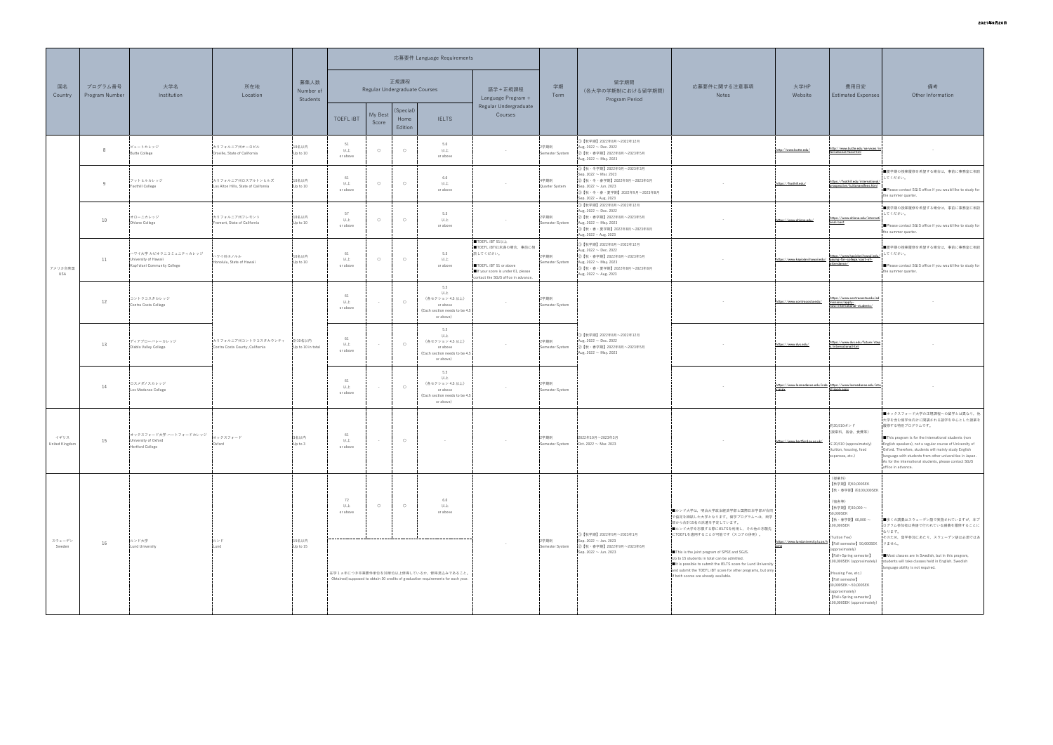2021年9月20日

| 国名 Country | プログラム番号 Program Number | 大学名 Institution | 所在地 Location | 募集人数 Number of Students | 応募要件 Language Requirements | | | | | 学期 Term | 留学期間 (各大学の学期制における留学期間) Program Period | 応募要件に関する注意事項 Notes | 大学HP Website | 費用目安 Estimated Expenses | 備考 Other Information |
|---|---|---|---|---|---|---|---|---|---|---|---|---|---|---|---|
| | | | | | 正規課程 Regular Undergraduate Courses | | | | 語学＋正規課程 Language Program + Regular Undergraduate Courses | | | | | | |
| | | | | | TOEFL iBT | My Best Score | (Special) Home Edition | IELTS | | | | | | | |
| アメリカ合衆国 USA | 8 | ビュートカレッジ Butte College | カリフォルニア州オーロビル Oroville, State of California | 10名以内 Up to 10 | 51 以上 or above | ○ | ○ | 5.0 以上 or above | - | 2学期制 Semester System | ①【秋学期】2022年8月～2022年12月 Aug. 2022 ～ Dec. 2022<br>②【秋・春学期】2022年8月～2023年5月 Aug. 2022 ～ May. 2023 | | https://www.butte.edu/ | http://www.butte.edu/services/int/students/fees.html | - |
| | 9 | フットヒルカレッジ Foothill College | カリフォルニア州ロスアルトスヒルズ Los Altos Hills, State of California | 10名以内 Up to 10 | 61 以上 or above | ○ | ○ | 6.0 以上 or above | - | 4学期制 Quarter System | ①【秋・冬学期】2022年9月～2023年3月 Sep. 2022 ～ Mar. 2023<br>②【秋・冬・春学期】2022年9月～2023年6月 Sep. 2022 ～ Jun. 2023<br>③【秋・冬・春・夏学期】2022年9月～2023年8月 Sep. 2022 ～ Aug. 2023 | - | https://foothill.edu/ | https://foothill.edu/international/prospective/tuitionandfees.html | ■夏学期の授業履修を希望する場合は、事前に事務室に相談してください。<br>■Please contact SGIS office if you would like to study for the summer quarter. |
| | 10 | オローニカレッジ Ohlone College | カリフォルニア州フレモント Fremont, State of California | 10名以内 Up to 10 | 57 以上 or above | ○ | ○ | 5.5 以上 or above | - | 2学期制 Semester System | ①【秋学期】2022年8月～2022年12月 Aug. 2022 ～ Dec. 2022<br>②【秋・春学期】2022年8月～2023年5月 Aug. 2022 ～ May. 2023<br>③【秋・春・夏学期】2022年8月～2023年8月 Aug. 2022 ～ Aug. 2023 | - | https://www.ohlone.edu/ | https://www.ohlone.edu/internationalcost | ■夏学期の授業履修を希望する場合は、事前に事務室に相談してください。<br>■Please contact SGIS office if you would like to study for the summer quarter. |
| | 11 | ハワイ大学 カピオラニコミュニティカレッジ University of Hawaii Kapi'olani Community College | ハワイ州ホノルル Honolulu, State of Hawaii | 10名以内 Up to 10 | 61 以上 or above | ○ | ○ | 5.5 以上 or above | ■TOEFL iBT 51以上<br>■TOEFL iBT61未満の場合、事前に相談してください。<br>■TOEFL iBT 51 or above<br>■If your score is under 61, please contact the SGJS office in advance. | 2学期制 Semester System | ①【秋学期】2022年8月～2022年12月 Aug. 2022 ～ Dec. 2022<br>②【秋・春学期】2022年8月～2023年5月 Aug. 2022 ～ May. 2023<br>③【秋・春・夏学期】2022年8月～2023年8月 Aug. 2022 ～ Aug. 2023 | - | https://www.kapiolani.hawaii.edu/ | https://www.kapiolani.hawaii.edu/paying-for-college/cost-of-attendance/ | ■夏学期の授業履修を希望する場合は、事前に事務室に相談してください。<br>■Please contact SGIS office if you would like to study for the summer quarter. |
| | 12 | コントラコスタカレッジ Contra Costa College | カリフォルニア州コントラコスタカウンティ Contra Costa County, California | 計10名以内 Up to 10 in total | 61 以上 or above | - | ○ | 5.5 以上 (各セクション 4.5 以上) or above (Each section needs to be 4.5 or above) | - | 2学期制 Semester System | ①【秋学期】2022年8月～2022年12月 Aug. 2022 ～ Dec. 2022<br>②【秋・春学期】2022年8月～2023年5月 Aug. 2022 ～ May. 2023 | - | https://www.contracosta.edu/ | https://www.contracosta.edu/admissions/apply-now/international-students/ | - |
| | 13 | ディアブローバレーカレッジ Diablo Valley College | | | 61 以上 or above | - | ○ | 5.5 以上 (各セクション 4.5 以上) or above (Each section needs to be 4.5 or above) | - | 2学期制 Semester System | | - | https://www.dvc.edu/ | https://www.dvc.edu/future/intl/international.html | - |
| | 14 | ロスメダノスカレッジ Los Medanos College | | | 61 以上 or above | - | ○ | 5.5 以上 (各セクション 4.5 以上) or above (Each section needs to be 4.5 or above) | - | 2学期制 Semester System | | - | https://www.losmedanos.edu/index.aspx | https://www.losmedanos.edu/international/apply.aspx | - |
| イギリス United Kingdom | 15 | オックスフォード大学 ハートフォードカレッジ University of Oxford Hertford College | オックスフォード Oxford | 3名以内 Up to 3 | 61 以上 or above | - | ○ | - | - | 2学期制 Semester System | 2022年10月～2023年3月 Oct. 2022 ～ Mar. 2023 | - | https://www.hertford.ox.ac.uk/ | 約20,510ポンド (授業料、宿舎、食費等)<br>£20,510 (approximately) (tuition, housing, food expenses, etc.) | ■オックスフォード大学の正規課程への留学とは異なり、他大学を含む留学生向けに開講される語学を中心とした授業を履修する特別プログラムです。<br>■This program is for the international students (non English speakers), not a regular course of University of Oxford. Therefore, students will mainly study English language with students from other universities in Japan. As for the international students, please contact SGJS office in advance. |
| スウェーデン Sweden | 16 | ルンド大学 Lund University | ルンド Lund | 15名以内 Up to 15 | 72 以上 or above | ○ | ○ | 6.0 以上 or above | - | 2学期制 Semester System | ①【秋学期】2022年9月～2023年1月 Sep. 2022 ～ Jan. 2023<br>②【秋・春学期】2022年9月～2023年6月 Sep. 2022 ～ Jun. 2023 | ■ルンド大学は、明治大学政治経済学部と国際日本学部が合同で協定を締結した大学となります。留学プログラムへは、両学部から合計15名の派遣を予定しています。<br>■ルンド大学を志願する際にIELTSを利用し、その他の志願先にTOEFLを適用することが可能です（スコアの併用）。<br>■This is the joint program of SPSE and SGJS. Up to 15 students in total can be admitted.<br>■It is possible to submit the IELTS score for Lund University and submit the TOEFL iBT score for other programs, but only if both scores are already available. | https://www.lunduniversity.lu.se/ | (授業料)<br>【秋学期】約60,000SEK<br>【秋・春学期】約100,000SEK<br>(宿舎等)<br>【秋学期】約30,000～50,000SEK<br>【秋・春学期】60,000～100,000SEK<br>(Tuition Fee)<br>【Fall semester】50,000SEK (approximately)<br>【Fall+Spring semester】100,000SEK (approximately)<br>(Housing Fee, etc.)<br>【Fall semester】30,000SEK～50,000SEK (approximately)<br>【Fall+Spring semester】100,000SEK (approximately) | ■多くの講義はスウェーデン語で実施されていますが、本プログラム参加者は英語で行われている講義を履修することになります。<br>そのため、留学参加にあたり、スウェーデン語は必須ではありません。<br>■Most classes are in Swedish, but in this program, students will take classes held in English. Swedish language ability is not required. |
| | | | | | 在学１ヵ年につき卒業要件単位を30単位以上修得しているか、修得見込みであること。 Obtained/supposed to obtain 30 credits of graduation requirements for each year. | | | | | | | | | | |